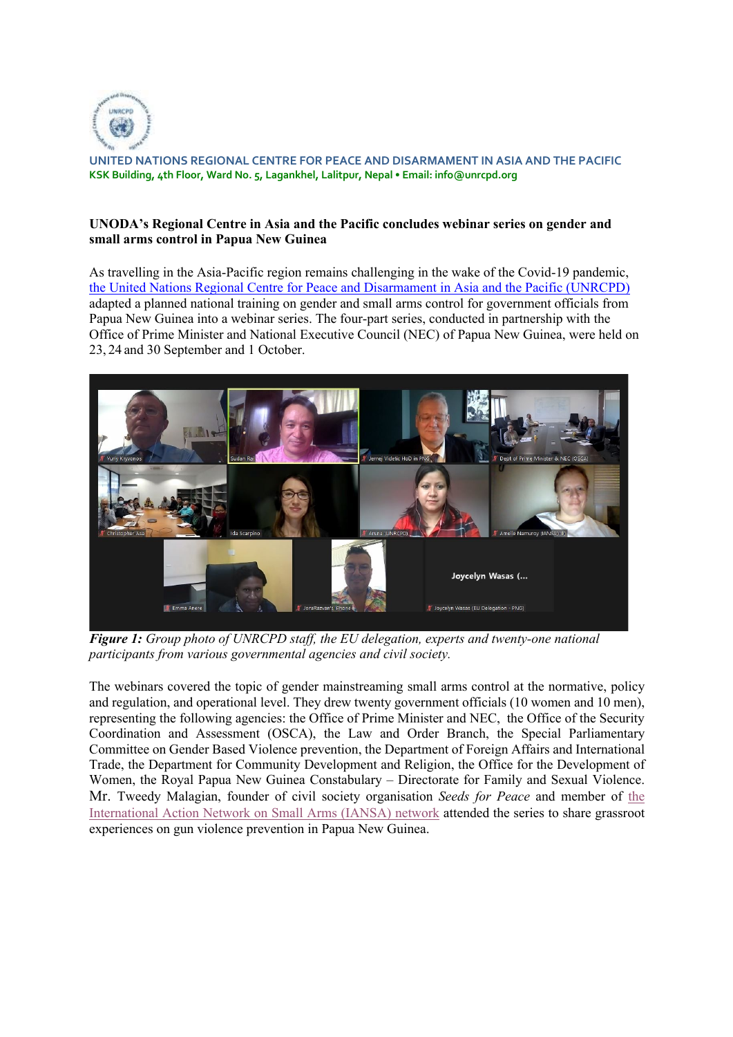UNITED NATIONS REGIONAL CENTRE FOR PEACE AND DISARMAMENT IN ASIA AND THE PACIFIC
KSK Building, 4th Floor, Ward No. 5, Lagankhel, Lalitpur, Nepal • Email: info@unrcpd.org

**UNODA's Regional Centre in Asia and the Pacific concludes webinar series on gender and small arms control in Papua New Guinea**

As travelling in the Asia-Pacific region remains challenging in the wake of the Covid-19 pandemic, the United Nations Regional Centre for Peace and Disarmament in Asia and the Pacific (UNRCPD) adapted a planned national training on gender and small arms control for government officials from Papua New Guinea into a webinar series. The four-part series, conducted in partnership with the Office of Prime Minister and National Executive Council (NEC) of Papua New Guinea, were held on 23, 24 and 30 September and 1 October.

***Figure 1:*** *Group photo of UNRCPD staff, the EU delegation, experts and twenty-one national participants from various governmental agencies and civil society.*

The webinars covered the topic of gender mainstreaming small arms control at the normative, policy and regulation, and operational level. They drew twenty government officials (10 women and 10 men), representing the following agencies: the Office of Prime Minister and NEC, the Office of the Security Coordination and Assessment (OSCA), the Law and Order Branch, the Special Parliamentary Committee on Gender Based Violence prevention, the Department of Foreign Affairs and International Trade, the Department for Community Development and Religion, the Office for the Development of Women, the Royal Papua New Guinea Constabulary – Directorate for Family and Sexual Violence. Mr. Tweedy Malagian, founder of civil society organisation *Seeds for Peace* and member of the International Action Network on Small Arms (IANSA) network attended the series to share grassroot experiences on gun violence prevention in Papua New Guinea.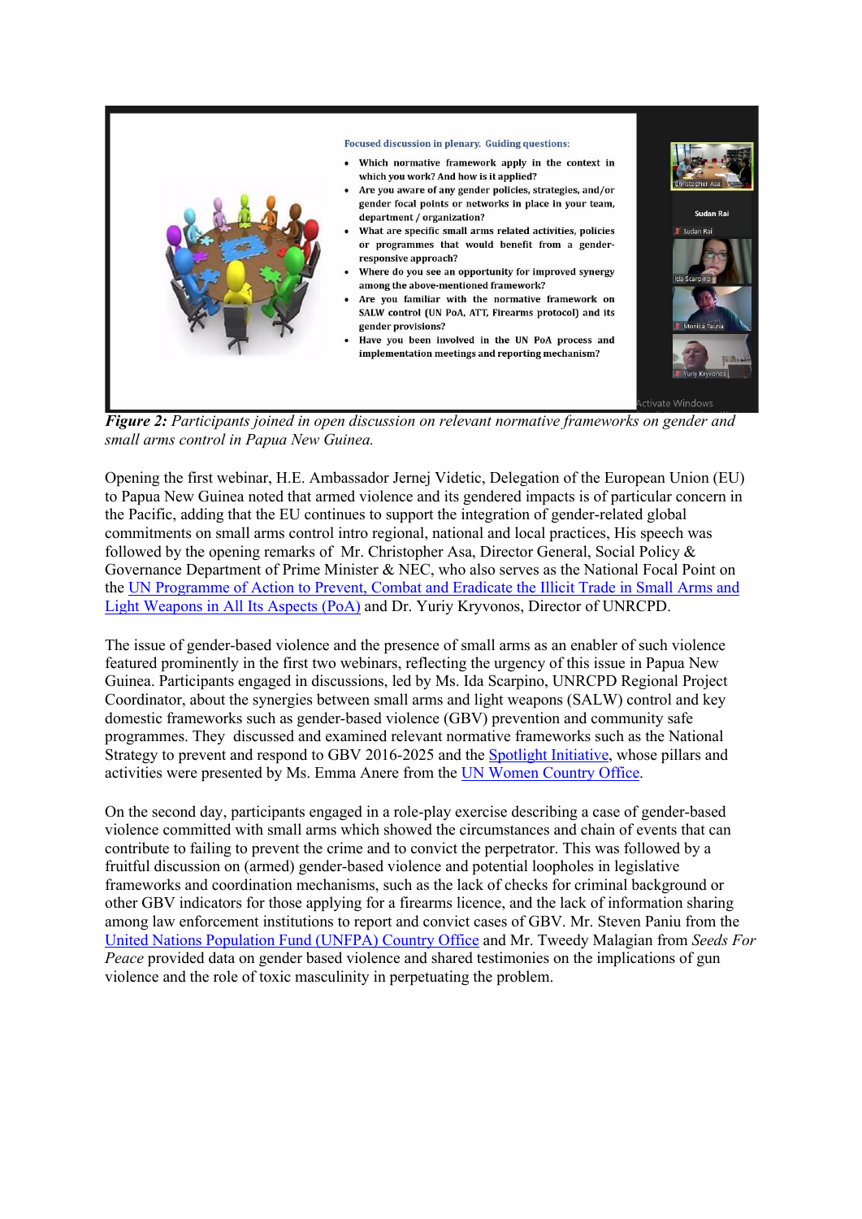*Figure 2: Participants joined in open discussion on relevant normative frameworks on gender and small arms control in Papua New Guinea.*

Opening the first webinar, H.E. Ambassador Jernej Videtic, Delegation of the European Union (EU) to Papua New Guinea noted that armed violence and its gendered impacts is of particular concern in the Pacific, adding that the EU continues to support the integration of gender-related global commitments on small arms control intro regional, national and local practices, His speech was followed by the opening remarks of Mr. Christopher Asa, Director General, Social Policy & Governance Department of Prime Minister & NEC, who also serves as the National Focal Point on the UN Programme of Action to Prevent, Combat and Eradicate the Illicit Trade in Small Arms and Light Weapons in All Its Aspects (PoA) and Dr. Yuriy Kryvonos, Director of UNRCPD.

The issue of gender-based violence and the presence of small arms as an enabler of such violence featured prominently in the first two webinars, reflecting the urgency of this issue in Papua New Guinea. Participants engaged in discussions, led by Ms. Ida Scarpino, UNRCPD Regional Project Coordinator, about the synergies between small arms and light weapons (SALW) control and key domestic frameworks such as gender-based violence (GBV) prevention and community safe programmes. They discussed and examined relevant normative frameworks such as the National Strategy to prevent and respond to GBV 2016-2025 and the Spotlight Initiative, whose pillars and activities were presented by Ms. Emma Anere from the UN Women Country Office.

On the second day, participants engaged in a role-play exercise describing a case of gender-based violence committed with small arms which showed the circumstances and chain of events that can contribute to failing to prevent the crime and to convict the perpetrator. This was followed by a fruitful discussion on (armed) gender-based violence and potential loopholes in legislative frameworks and coordination mechanisms, such as the lack of checks for criminal background or other GBV indicators for those applying for a firearms licence, and the lack of information sharing among law enforcement institutions to report and convict cases of GBV. Mr. Steven Paniu from the United Nations Population Fund (UNFPA) Country Office and Mr. Tweedy Malagian from *Seeds For Peace* provided data on gender based violence and shared testimonies on the implications of gun violence and the role of toxic masculinity in perpetuating the problem.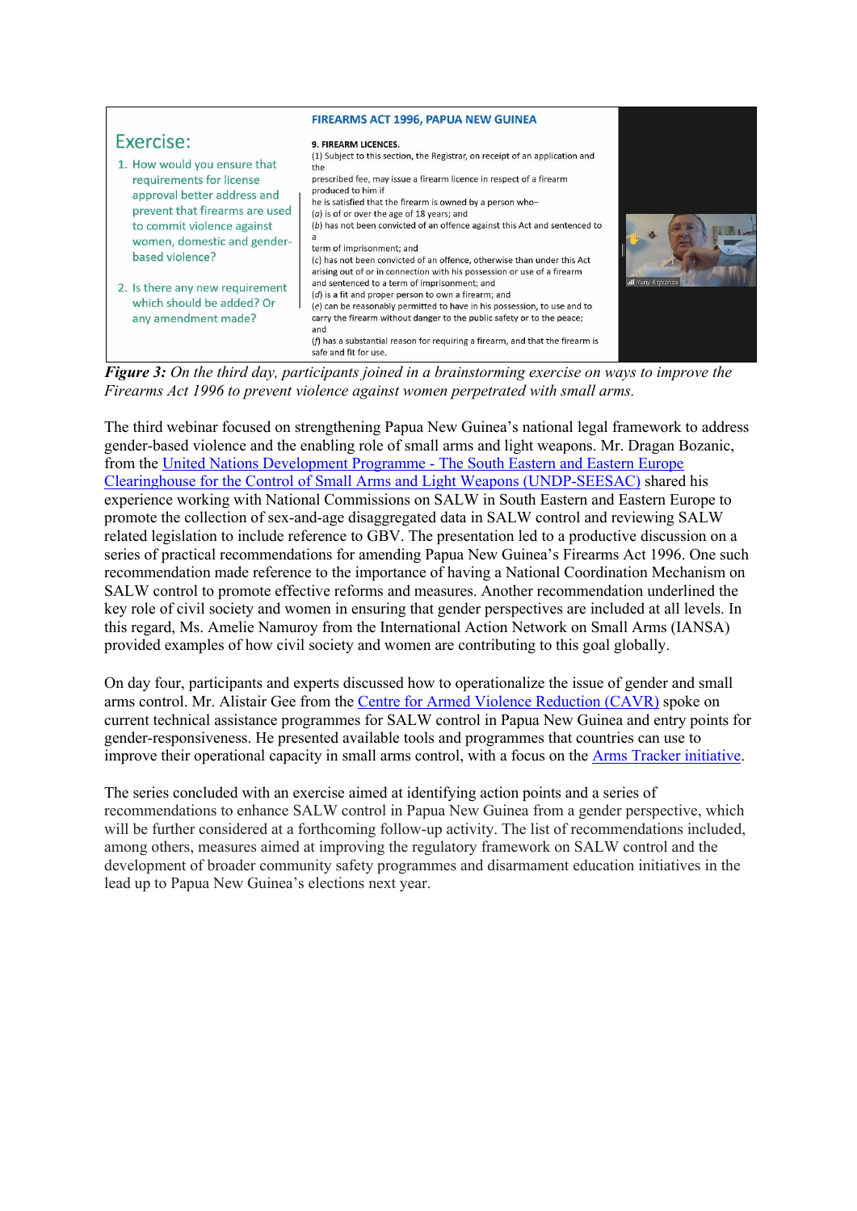*Figure 3: On the third day, participants joined in a brainstorming exercise on ways to improve the Firearms Act 1996 to prevent violence against women perpetrated with small arms.*

The third webinar focused on strengthening Papua New Guinea's national legal framework to address gender-based violence and the enabling role of small arms and light weapons. Mr. Dragan Bozanic, from the United Nations Development Programme - The South Eastern and Eastern Europe Clearinghouse for the Control of Small Arms and Light Weapons (UNDP-SEESAC) shared his experience working with National Commissions on SALW in South Eastern and Eastern Europe to promote the collection of sex-and-age disaggregated data in SALW control and reviewing SALW related legislation to include reference to GBV. The presentation led to a productive discussion on a series of practical recommendations for amending Papua New Guinea's Firearms Act 1996. One such recommendation made reference to the importance of having a National Coordination Mechanism on SALW control to promote effective reforms and measures. Another recommendation underlined the key role of civil society and women in ensuring that gender perspectives are included at all levels. In this regard, Ms. Amelie Namuroy from the International Action Network on Small Arms (IANSA) provided examples of how civil society and women are contributing to this goal globally.

On day four, participants and experts discussed how to operationalize the issue of gender and small arms control. Mr. Alistair Gee from the Centre for Armed Violence Reduction (CAVR) spoke on current technical assistance programmes for SALW control in Papua New Guinea and entry points for gender-responsiveness. He presented available tools and programmes that countries can use to improve their operational capacity in small arms control, with a focus on the Arms Tracker initiative.

The series concluded with an exercise aimed at identifying action points and a series of recommendations to enhance SALW control in Papua New Guinea from a gender perspective, which will be further considered at a forthcoming follow-up activity. The list of recommendations included, among others, measures aimed at improving the regulatory framework on SALW control and the development of broader community safety programmes and disarmament education initiatives in the lead up to Papua New Guinea's elections next year.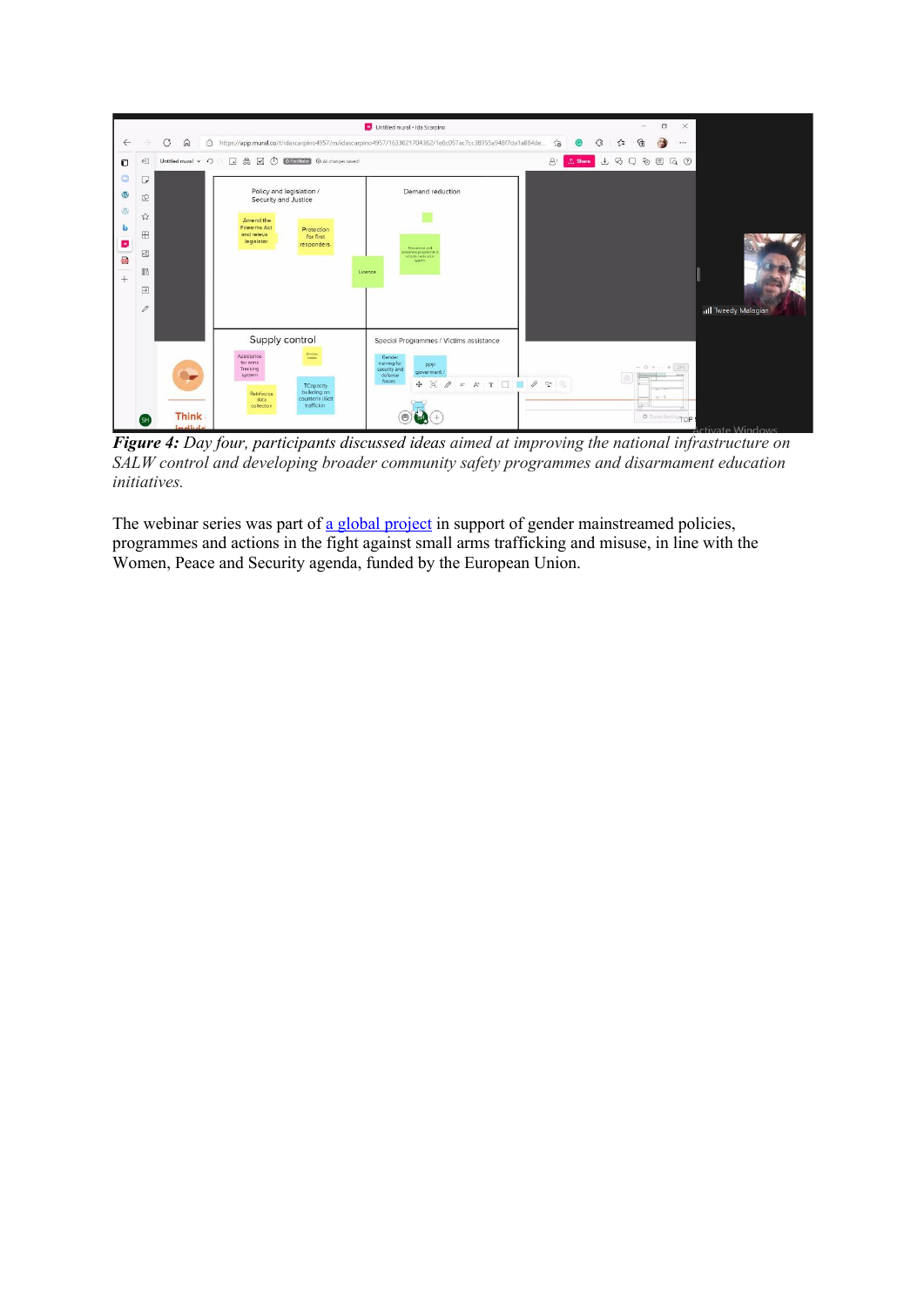***Figure 4:*** *Day four, participants discussed ideas aimed at improving the national infrastructure on SALW control and developing broader community safety programmes and disarmament education initiatives.*

The webinar series was part of [a global project]() in support of gender mainstreamed policies, programmes and actions in the fight against small arms trafficking and misuse, in line with the Women, Peace and Security agenda, funded by the European Union.